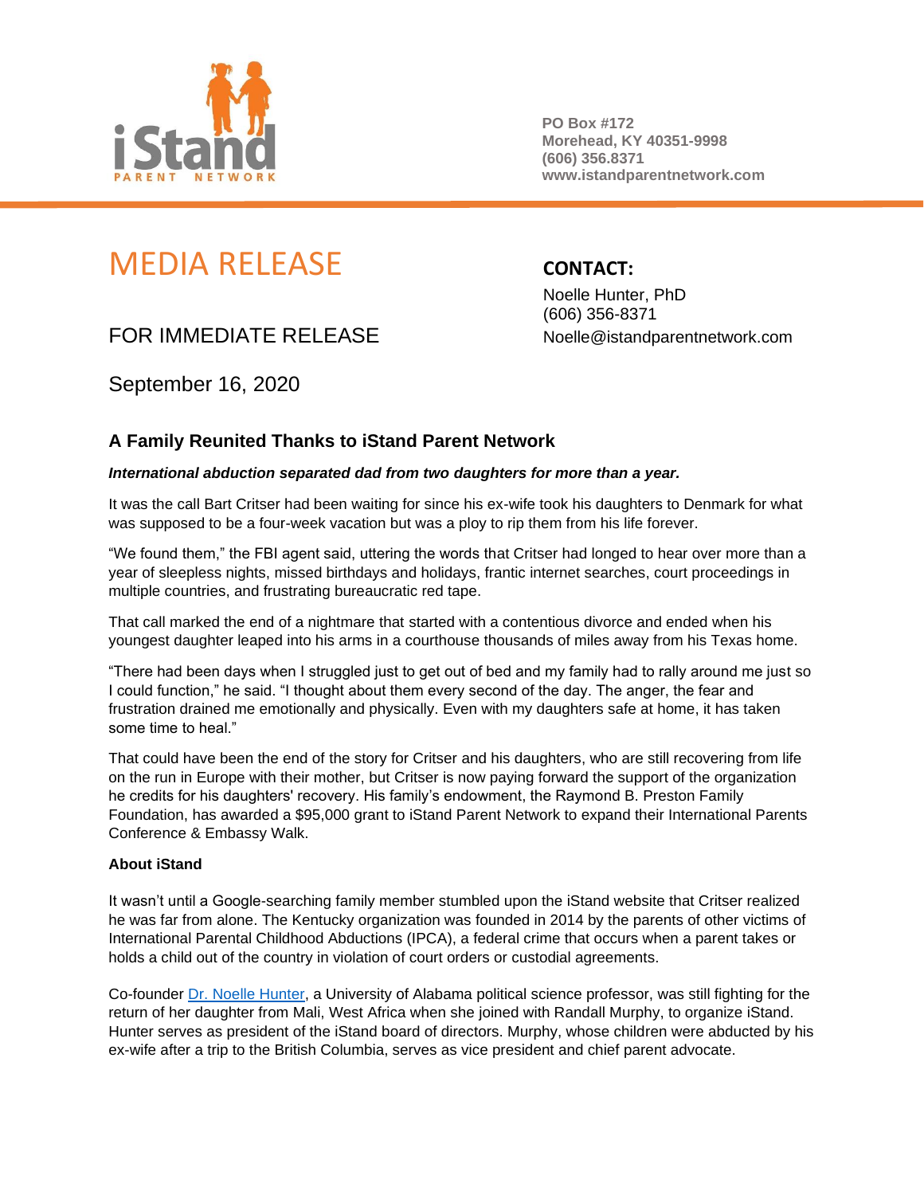iStand PARENT NETWORK

PO Box #172
Morehead, KY 40351-9998
(606) 356.8371
www.istandparentnetwork.com

# MEDIA RELEASE

FOR IMMEDIATE RELEASE

September 16, 2020

**CONTACT:**

Noelle Hunter, PhD
(606) 356-8371
Noelle@istandparentnetwork.com

## A Family Reunited Thanks to iStand Parent Network

***International abduction separated dad from two daughters for more than a year.***

It was the call Bart Critser had been waiting for since his ex-wife took his daughters to Denmark for what was supposed to be a four-week vacation but was a ploy to rip them from his life forever.

"We found them," the FBI agent said, uttering the words that Critser had longed to hear over more than a year of sleepless nights, missed birthdays and holidays, frantic internet searches, court proceedings in multiple countries, and frustrating bureaucratic red tape.

That call marked the end of a nightmare that started with a contentious divorce and ended when his youngest daughter leaped into his arms in a courthouse thousands of miles away from his Texas home.

"There had been days when I struggled just to get out of bed and my family had to rally around me just so I could function," he said. "I thought about them every second of the day. The anger, the fear and frustration drained me emotionally and physically. Even with my daughters safe at home, it has taken some time to heal."

That could have been the end of the story for Critser and his daughters, who are still recovering from life on the run in Europe with their mother, but Critser is now paying forward the support of the organization he credits for his daughters' recovery. His family's endowment, the Raymond B. Preston Family Foundation, has awarded a $95,000 grant to iStand Parent Network to expand their International Parents Conference & Embassy Walk.

**About iStand**

It wasn't until a Google-searching family member stumbled upon the iStand website that Critser realized he was far from alone. The Kentucky organization was founded in 2014 by the parents of other victims of International Parental Childhood Abductions (IPCA), a federal crime that occurs when a parent takes or holds a child out of the country in violation of court orders or custodial agreements.

Co-founder Dr. Noelle Hunter, a University of Alabama political science professor, was still fighting for the return of her daughter from Mali, West Africa when she joined with Randall Murphy, to organize iStand. Hunter serves as president of the iStand board of directors. Murphy, whose children were abducted by his ex-wife after a trip to the British Columbia, serves as vice president and chief parent advocate.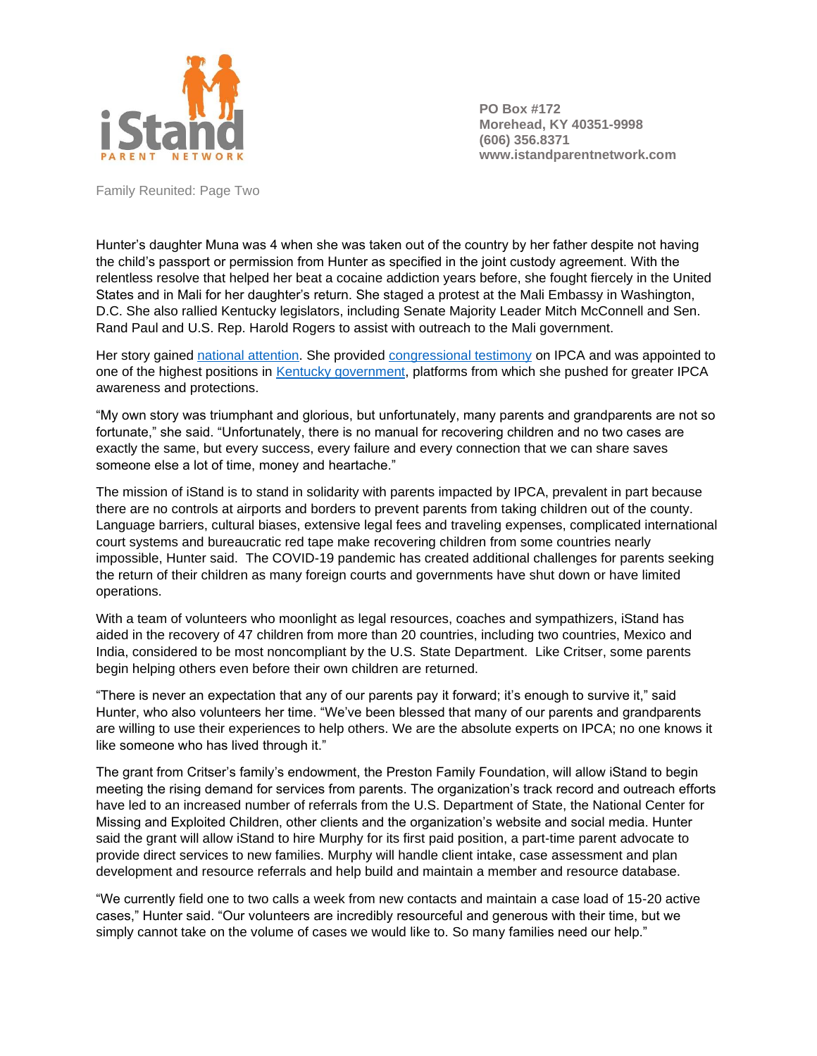Hunter's daughter Muna was 4 when she was taken out of the country by her father despite not having the child's passport or permission from Hunter as specified in the joint custody agreement. With the relentless resolve that helped her beat a cocaine addiction years before, she fought fiercely in the United States and in Mali for her daughter's return. She staged a protest at the Mali Embassy in Washington, D.C. She also rallied Kentucky legislators, including Senate Majority Leader Mitch McConnell and Sen. Rand Paul and U.S. Rep. Harold Rogers to assist with outreach to the Mali government.

Her story gained national attention. She provided congressional testimony on IPCA and was appointed to one of the highest positions in Kentucky government, platforms from which she pushed for greater IPCA awareness and protections.

"My own story was triumphant and glorious, but unfortunately, many parents and grandparents are not so fortunate," she said. "Unfortunately, there is no manual for recovering children and no two cases are exactly the same, but every success, every failure and every connection that we can share saves someone else a lot of time, money and heartache."

The mission of iStand is to stand in solidarity with parents impacted by IPCA, prevalent in part because there are no controls at airports and borders to prevent parents from taking children out of the county. Language barriers, cultural biases, extensive legal fees and traveling expenses, complicated international court systems and bureaucratic red tape make recovering children from some countries nearly impossible, Hunter said. The COVID-19 pandemic has created additional challenges for parents seeking the return of their children as many foreign courts and governments have shut down or have limited operations.

With a team of volunteers who moonlight as legal resources, coaches and sympathizers, iStand has aided in the recovery of 47 children from more than 20 countries, including two countries, Mexico and India, considered to be most noncompliant by the U.S. State Department. Like Critser, some parents begin helping others even before their own children are returned.

"There is never an expectation that any of our parents pay it forward; it's enough to survive it," said Hunter, who also volunteers her time. "We've been blessed that many of our parents and grandparents are willing to use their experiences to help others. We are the absolute experts on IPCA; no one knows it like someone who has lived through it."

The grant from Critser's family's endowment, the Preston Family Foundation, will allow iStand to begin meeting the rising demand for services from parents. The organization's track record and outreach efforts have led to an increased number of referrals from the U.S. Department of State, the National Center for Missing and Exploited Children, other clients and the organization's website and social media. Hunter said the grant will allow iStand to hire Murphy for its first paid position, a part-time parent advocate to provide direct services to new families. Murphy will handle client intake, case assessment and plan development and resource referrals and help build and maintain a member and resource database.

"We currently field one to two calls a week from new contacts and maintain a case load of 15-20 active cases," Hunter said. "Our volunteers are incredibly resourceful and generous with their time, but we simply cannot take on the volume of cases we would like to. So many families need our help."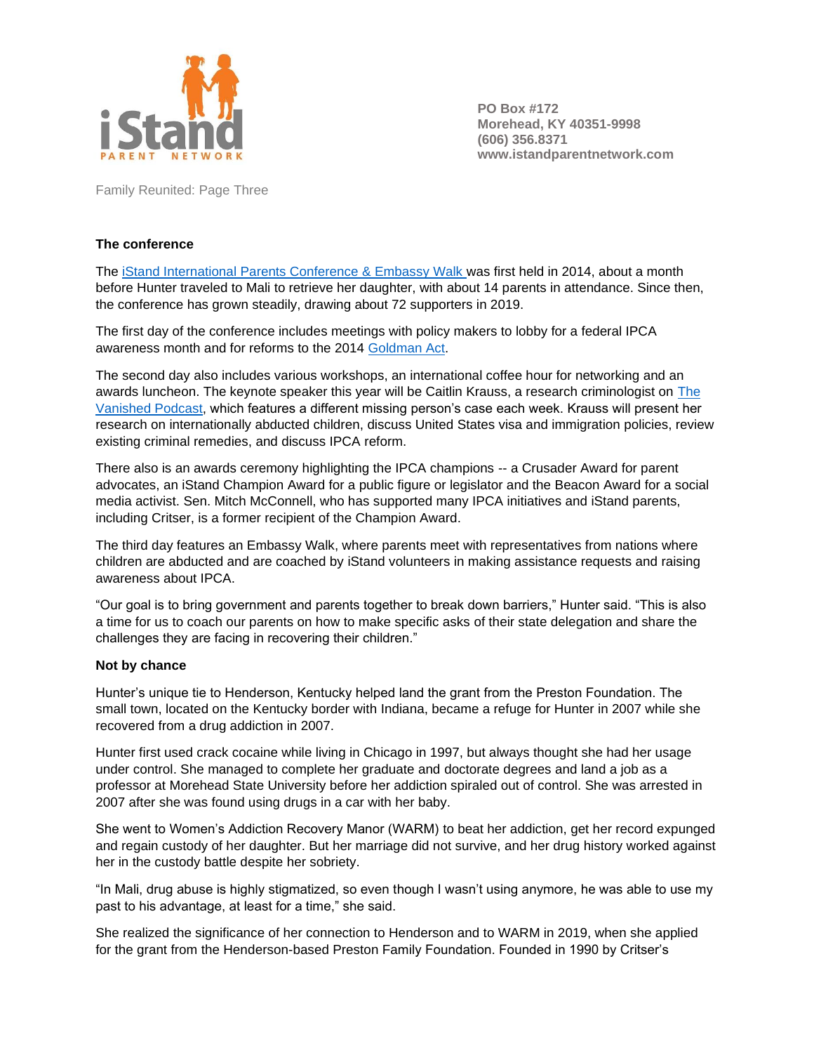Family Reunited: Page Three

**The conference**

The iStand International Parents Conference & Embassy Walk was first held in 2014, about a month before Hunter traveled to Mali to retrieve her daughter, with about 14 parents in attendance. Since then, the conference has grown steadily, drawing about 72 supporters in 2019.

The first day of the conference includes meetings with policy makers to lobby for a federal IPCA awareness month and for reforms to the 2014 Goldman Act.

The second day also includes various workshops, an international coffee hour for networking and an awards luncheon. The keynote speaker this year will be Caitlin Krauss, a research criminologist on The Vanished Podcast, which features a different missing person's case each week. Krauss will present her research on internationally abducted children, discuss United States visa and immigration policies, review existing criminal remedies, and discuss IPCA reform.

There also is an awards ceremony highlighting the IPCA champions -- a Crusader Award for parent advocates, an iStand Champion Award for a public figure or legislator and the Beacon Award for a social media activist. Sen. Mitch McConnell, who has supported many IPCA initiatives and iStand parents, including Critser, is a former recipient of the Champion Award.

The third day features an Embassy Walk, where parents meet with representatives from nations where children are abducted and are coached by iStand volunteers in making assistance requests and raising awareness about IPCA.

"Our goal is to bring government and parents together to break down barriers," Hunter said. "This is also a time for us to coach our parents on how to make specific asks of their state delegation and share the challenges they are facing in recovering their children."

**Not by chance**

Hunter's unique tie to Henderson, Kentucky helped land the grant from the Preston Foundation. The small town, located on the Kentucky border with Indiana, became a refuge for Hunter in 2007 while she recovered from a drug addiction in 2007.

Hunter first used crack cocaine while living in Chicago in 1997, but always thought she had her usage under control. She managed to complete her graduate and doctorate degrees and land a job as a professor at Morehead State University before her addiction spiraled out of control. She was arrested in 2007 after she was found using drugs in a car with her baby.

She went to Women's Addiction Recovery Manor (WARM) to beat her addiction, get her record expunged and regain custody of her daughter. But her marriage did not survive, and her drug history worked against her in the custody battle despite her sobriety.

"In Mali, drug abuse is highly stigmatized, so even though I wasn't using anymore, he was able to use my past to his advantage, at least for a time," she said.

She realized the significance of her connection to Henderson and to WARM in 2019, when she applied for the grant from the Henderson-based Preston Family Foundation. Founded in 1990 by Critser's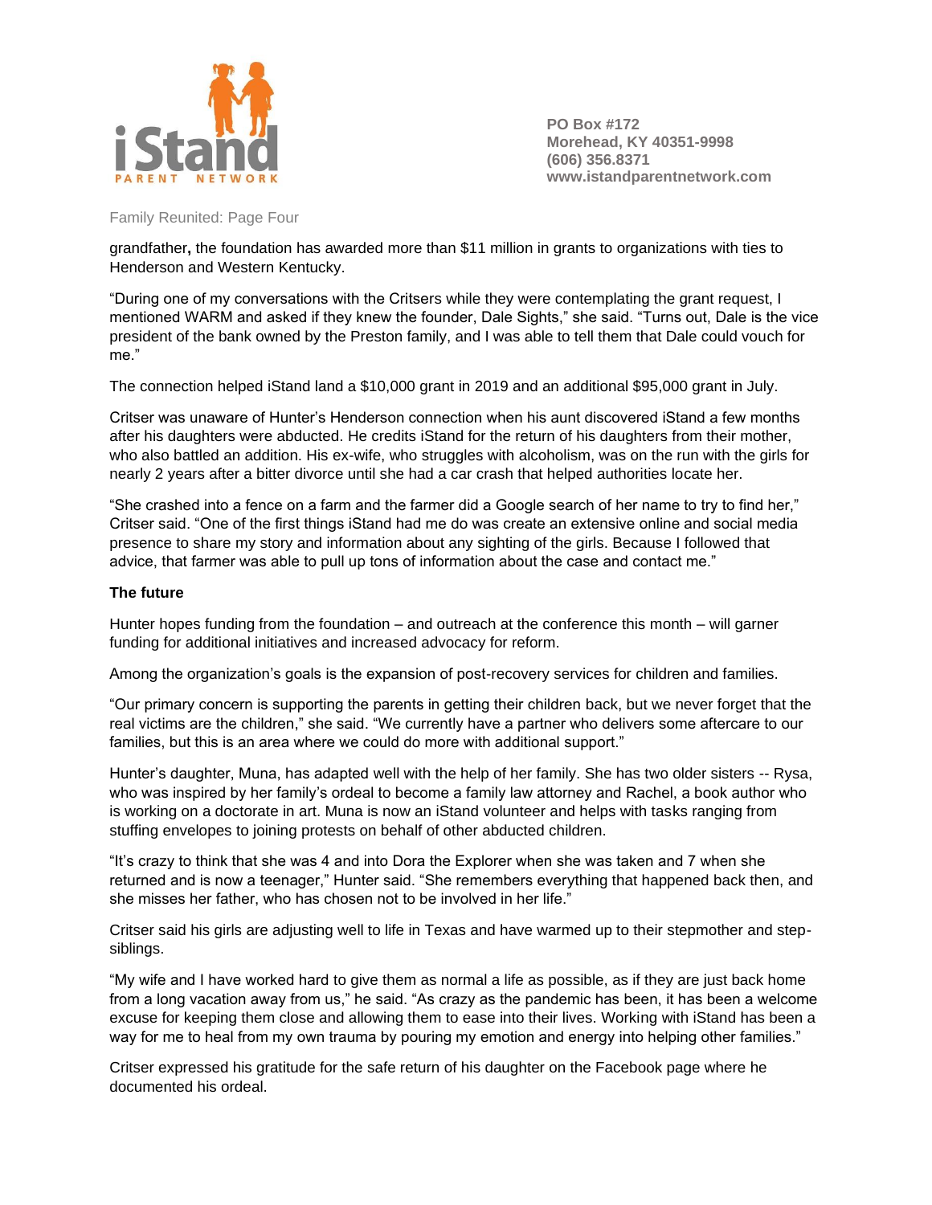grandfather**,** the foundation has awarded more than $11 million in grants to organizations with ties to Henderson and Western Kentucky.

"During one of my conversations with the Critsers while they were contemplating the grant request, I mentioned WARM and asked if they knew the founder, Dale Sights," she said. "Turns out, Dale is the vice president of the bank owned by the Preston family, and I was able to tell them that Dale could vouch for me."

The connection helped iStand land a $10,000 grant in 2019 and an additional $95,000 grant in July.

Critser was unaware of Hunter's Henderson connection when his aunt discovered iStand a few months after his daughters were abducted. He credits iStand for the return of his daughters from their mother, who also battled an addition. His ex-wife, who struggles with alcoholism, was on the run with the girls for nearly 2 years after a bitter divorce until she had a car crash that helped authorities locate her.

"She crashed into a fence on a farm and the farmer did a Google search of her name to try to find her," Critser said. "One of the first things iStand had me do was create an extensive online and social media presence to share my story and information about any sighting of the girls. Because I followed that advice, that farmer was able to pull up tons of information about the case and contact me."

**The future**

Hunter hopes funding from the foundation – and outreach at the conference this month – will garner funding for additional initiatives and increased advocacy for reform.

Among the organization's goals is the expansion of post-recovery services for children and families.

"Our primary concern is supporting the parents in getting their children back, but we never forget that the real victims are the children," she said. "We currently have a partner who delivers some aftercare to our families, but this is an area where we could do more with additional support."

Hunter's daughter, Muna, has adapted well with the help of her family. She has two older sisters -- Rysa, who was inspired by her family's ordeal to become a family law attorney and Rachel, a book author who is working on a doctorate in art. Muna is now an iStand volunteer and helps with tasks ranging from stuffing envelopes to joining protests on behalf of other abducted children.

"It's crazy to think that she was 4 and into Dora the Explorer when she was taken and 7 when she returned and is now a teenager," Hunter said. "She remembers everything that happened back then, and she misses her father, who has chosen not to be involved in her life."

Critser said his girls are adjusting well to life in Texas and have warmed up to their stepmother and step-siblings.

"My wife and I have worked hard to give them as normal a life as possible, as if they are just back home from a long vacation away from us," he said. "As crazy as the pandemic has been, it has been a welcome excuse for keeping them close and allowing them to ease into their lives. Working with iStand has been a way for me to heal from my own trauma by pouring my emotion and energy into helping other families."

Critser expressed his gratitude for the safe return of his daughter on the Facebook page where he documented his ordeal.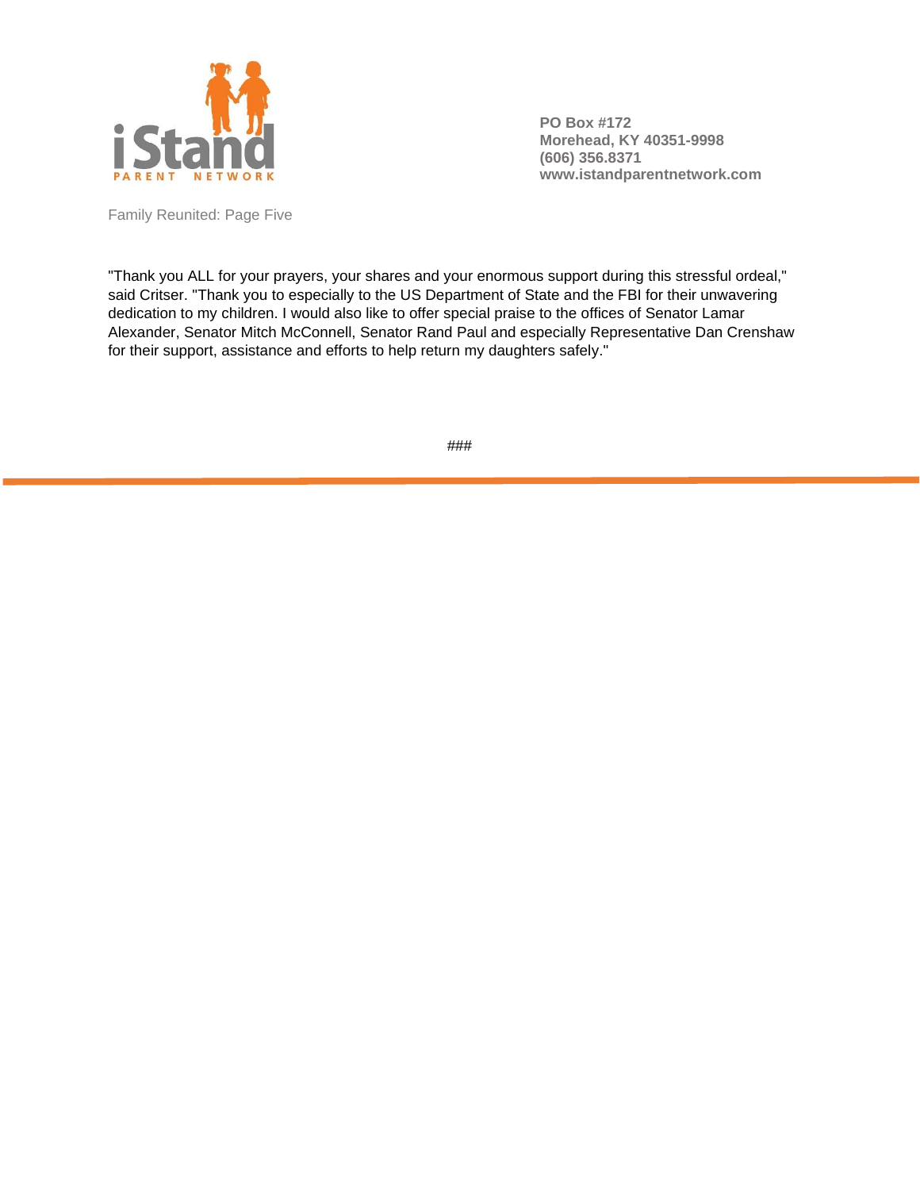"Thank you ALL for your prayers, your shares and your enormous support during this stressful ordeal," said Critser. "Thank you to especially to the US Department of State and the FBI for their unwavering dedication to my children. I would also like to offer special praise to the offices of Senator Lamar Alexander, Senator Mitch McConnell, Senator Rand Paul and especially Representative Dan Crenshaw for their support, assistance and efforts to help return my daughters safely."

###